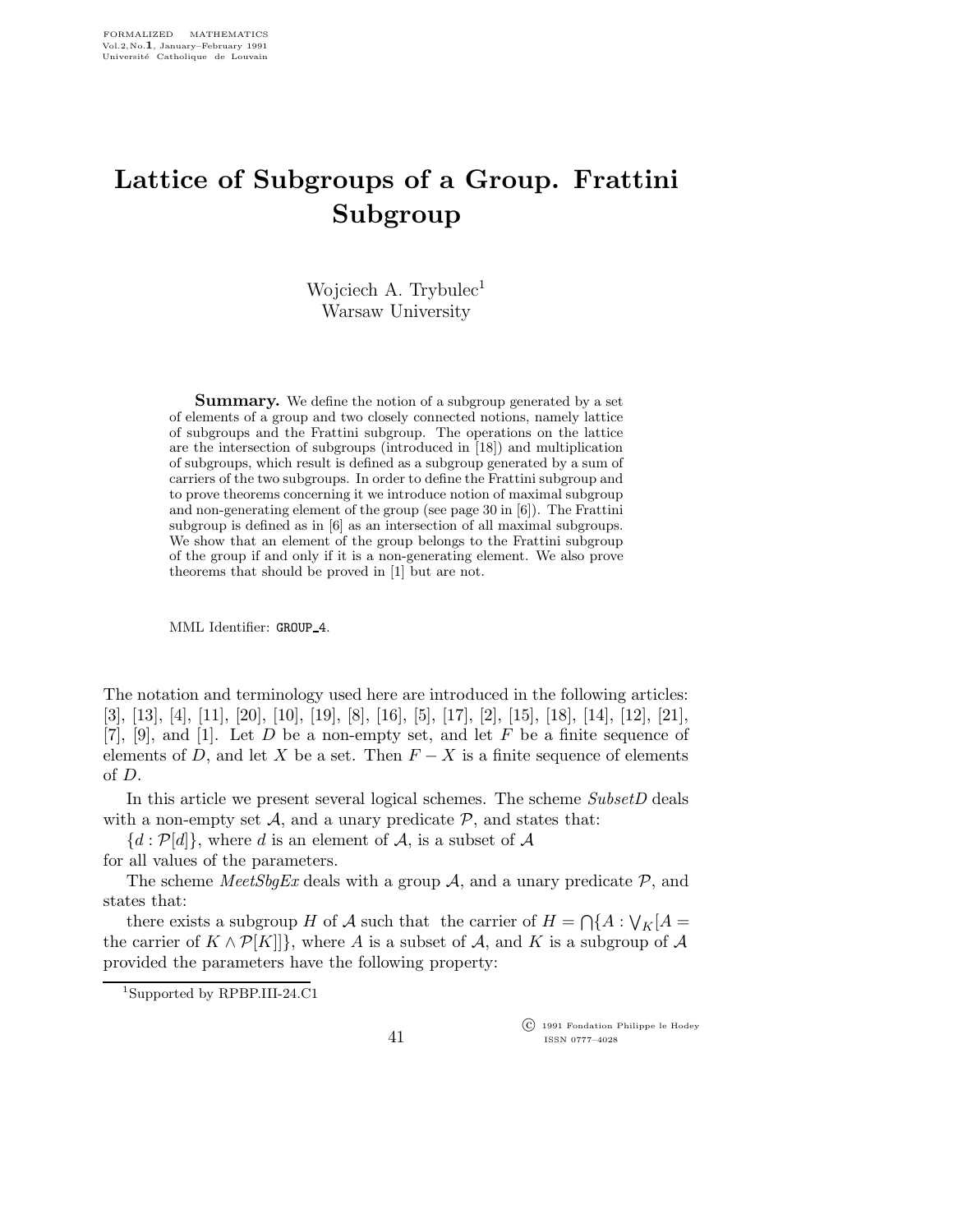# Lattice of Subgroups of a Group. Frattini Subgroup

Wojciech A. Trybulec[1]
Warsaw University

**Summary.** We define the notion of a subgroup generated by a set of elements of a group and two closely connected notions, namely lattice of subgroups and the Frattini subgroup. The operations on the lattice are the intersection of subgroups (introduced in [18]) and multiplication of subgroups, which result is defined as a subgroup generated by a sum of carriers of the two subgroups. In order to define the Frattini subgroup and to prove theorems concerning it we introduce notion of maximal subgroup and non-generating element of the group (see page 30 in [6]). The Frattini subgroup is defined as in [6] as an intersection of all maximal subgroups. We show that an element of the group belongs to the Frattini subgroup of the group if and only if it is a non-generating element. We also prove theorems that should be proved in [1] but are not.

MML Identifier: GROUP_4.

The notation and terminology used here are introduced in the following articles: [3], [13], [4], [11], [20], [10], [19], [8], [16], [5], [17], [2], [15], [18], [14], [12], [21], [7], [9], and [1]. Let $D$ be a non-empty set, and let $F$ be a finite sequence of elements of $D$, and let $X$ be a set. Then $F - X$ is a finite sequence of elements of $D$.

In this article we present several logical schemes. The scheme *SubsetD* deals with a non-empty set $\mathcal{A}$, and a unary predicate $\mathcal{P}$, and states that:

$\{d : \mathcal{P}[d]\}$, where $d$ is an element of $\mathcal{A}$, is a subset of $\mathcal{A}$

for all values of the parameters.

The scheme *MeetSbgEx* deals with a group $\mathcal{A}$, and a unary predicate $\mathcal{P}$, and states that:

there exists a subgroup $H$ of $\mathcal{A}$ such that the carrier of $H = \bigcap\{A : \bigvee_K[A =$ the carrier of $K \wedge \mathcal{P}[K]]\}$, where $A$ is a subset of $\mathcal{A}$, and $K$ is a subgroup of $\mathcal{A}$ provided the parameters have the following property:

[1] Supported by RPBP.III-24.C1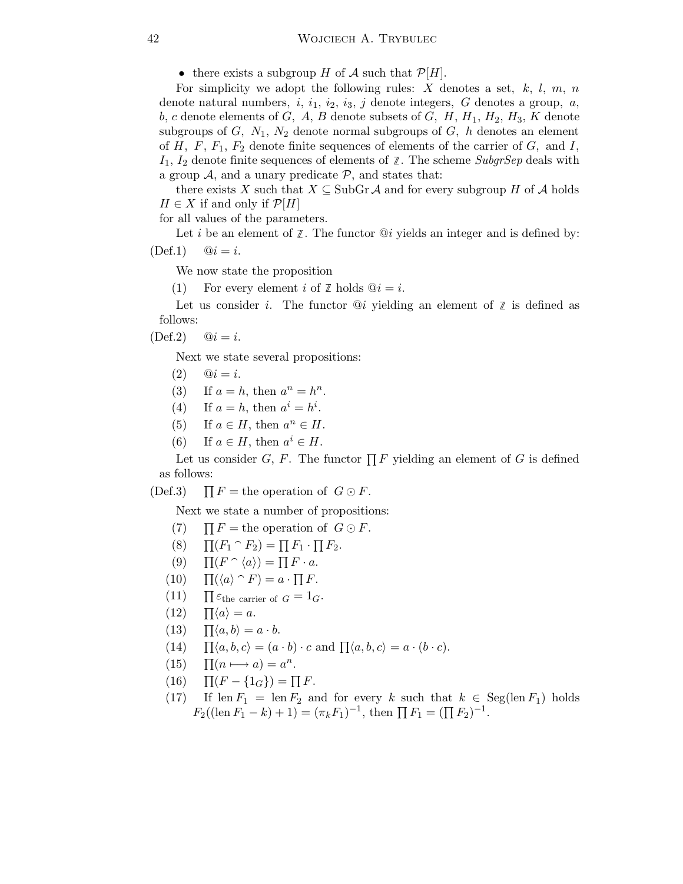- there exists a subgroup $H$ of $\mathcal{A}$ such that $\mathcal{P}[H]$.

For simplicity we adopt the following rules: $X$ denotes a set, $k$, $l$, $m$, $n$ denote natural numbers, $i$, $i_1$, $i_2$, $i_3$, $j$ denote integers, $G$ denotes a group, $a$, $b$, $c$ denote elements of $G$, $A$, $B$ denote subsets of $G$, $H$, $H_1$, $H_2$, $H_3$, $K$ denote subgroups of $G$, $N_1$, $N_2$ denote normal subgroups of $G$, $h$ denotes an element of $H$, $F$, $F_1$, $F_2$ denote finite sequences of elements of the carrier of $G$, and $I$, $I_1$, $I_2$ denote finite sequences of elements of $\mathbb{Z}$. The scheme *SubgrSep* deals with a group $\mathcal{A}$, and a unary predicate $\mathcal{P}$, and states that:

there exists $X$ such that $X \subseteq \mathrm{SubGr}\,\mathcal{A}$ and for every subgroup $H$ of $\mathcal{A}$ holds $H \in X$ if and only if $\mathcal{P}[H]$

for all values of the parameters.

Let $i$ be an element of $\mathbb{Z}$. The functor $@i$ yields an integer and is defined by:

(Def.1) $@i = i$.

We now state the proposition

(1) For every element $i$ of $\mathbb{Z}$ holds $@i = i$.

Let us consider $i$. The functor $@i$ yielding an element of $\mathbb{Z}$ is defined as follows:

(Def.2) $@i = i$.

Next we state several propositions:

(2) $@i = i$.

(3) If $a = h$, then $a^n = h^n$.

(4) If $a = h$, then $a^i = h^i$.

(5) If $a \in H$, then $a^n \in H$.

(6) If $a \in H$, then $a^i \in H$.

Let us consider $G$, $F$. The functor $\prod F$ yielding an element of $G$ is defined as follows:

(Def.3) $\prod F =$ the operation of $G \odot F$.

Next we state a number of propositions:

(7) $\prod F =$ the operation of $G \odot F$.

(8) $\prod(F_1 \frown F_2) = \prod F_1 \cdot \prod F_2$.

(9) $\prod(F \frown \langle a \rangle) = \prod F \cdot a$.

(10) $\prod(\langle a \rangle \frown F) = a \cdot \prod F$.

(11) $\prod \varepsilon_{\text{the carrier of } G} = 1_G$.

(12) $\prod \langle a \rangle = a$.

(13) $\prod \langle a, b \rangle = a \cdot b$.

(14) $\prod \langle a, b, c \rangle = (a \cdot b) \cdot c$ and $\prod \langle a, b, c \rangle = a \cdot (b \cdot c)$.

(15) $\prod(n \longmapsto a) = a^n$.

(16) $\prod(F - \{1_G\}) = \prod F$.

(17) If $\mathrm{len}\, F_1 = \mathrm{len}\, F_2$ and for every $k$ such that $k \in \mathrm{Seg}(\mathrm{len}\, F_1)$ holds $F_2((\mathrm{len}\, F_1 - k) + 1) = (\pi_k F_1)^{-1}$, then $\prod F_1 = (\prod F_2)^{-1}$.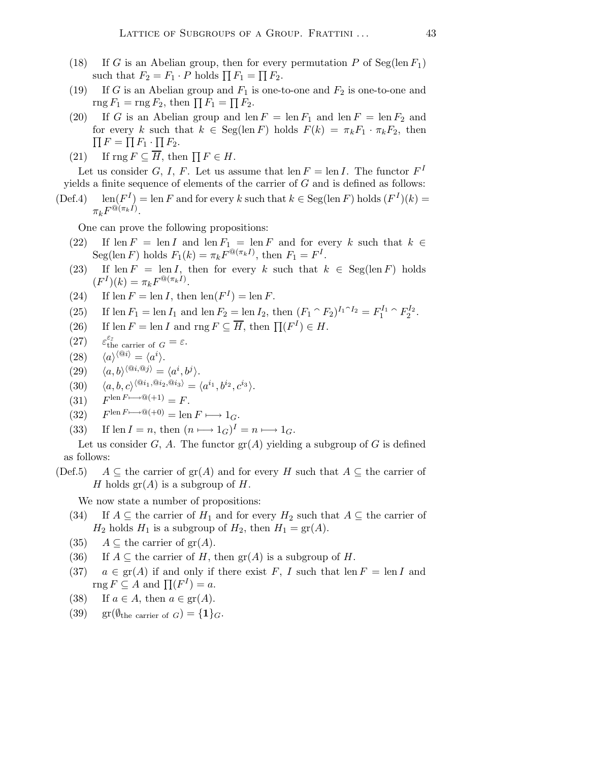(18) If $G$ is an Abelian group, then for every permutation $P$ of $\mathrm{Seg}(\mathrm{len}\, F_1)$ such that $F_2 = F_1 \cdot P$ holds $\prod F_1 = \prod F_2$.

(19) If $G$ is an Abelian group and $F_1$ is one-to-one and $F_2$ is one-to-one and $\mathrm{rng}\, F_1 = \mathrm{rng}\, F_2$, then $\prod F_1 = \prod F_2$.

(20) If $G$ is an Abelian group and $\mathrm{len}\, F = \mathrm{len}\, F_1$ and $\mathrm{len}\, F = \mathrm{len}\, F_2$ and for every $k$ such that $k \in \mathrm{Seg}(\mathrm{len}\, F)$ holds $F(k) = \pi_k F_1 \cdot \pi_k F_2$, then $\prod F = \prod F_1 \cdot \prod F_2$.

(21) If $\mathrm{rng}\, F \subseteq \overline{H}$, then $\prod F \in H$.

Let us consider $G$, $I$, $F$. Let us assume that $\mathrm{len}\, F = \mathrm{len}\, I$. The functor $F^I$ yields a finite sequence of elements of the carrier of $G$ and is defined as follows:

(Def.4) $\mathrm{len}(F^I) = \mathrm{len}\, F$ and for every $k$ such that $k \in \mathrm{Seg}(\mathrm{len}\, F)$ holds $(F^I)(k) = \pi_k F^{@(\pi_k I)}$.

One can prove the following propositions:

(22) If $\mathrm{len}\, F = \mathrm{len}\, I$ and $\mathrm{len}\, F_1 = \mathrm{len}\, F$ and for every $k$ such that $k \in \mathrm{Seg}(\mathrm{len}\, F)$ holds $F_1(k) = \pi_k F^{@(\pi_k I)}$, then $F_1 = F^I$.

(23) If $\mathrm{len}\, F = \mathrm{len}\, I$, then for every $k$ such that $k \in \mathrm{Seg}(\mathrm{len}\, F)$ holds $(F^I)(k) = \pi_k F^{@(\pi_k I)}$.

(24) If $\mathrm{len}\, F = \mathrm{len}\, I$, then $\mathrm{len}(F^I) = \mathrm{len}\, F$.

(25) If $\mathrm{len}\, F_1 = \mathrm{len}\, I_1$ and $\mathrm{len}\, F_2 = \mathrm{len}\, I_2$, then $(F_1 \frown F_2)^{I_1 \frown I_2} = F_1^{I_1} \frown F_2^{I_2}$.

(26) If $\mathrm{len}\, F = \mathrm{len}\, I$ and $\mathrm{rng}\, F \subseteq \overline{H}$, then $\prod (F^I) \in H$.

(27) $\varepsilon_{\text{the carrier of } G}^{\varepsilon_{\mathbb{Z}}} = \varepsilon$.

(28) $\langle a \rangle^{\langle @i \rangle} = \langle a^i \rangle$.

(29) $\langle a, b \rangle^{\langle @i, @j \rangle} = \langle a^i, b^j \rangle$.

(30) $\langle a, b, c \rangle^{\langle @i_1, @i_2, @i_3 \rangle} = \langle a^{i_1}, b^{i_2}, c^{i_3} \rangle$.

(31) $F^{\mathrm{len}\, F \longmapsto @(+1)} = F$.

(32) $F^{\mathrm{len}\, F \longmapsto @(+0)} = \mathrm{len}\, F \longmapsto 1_G$.

(33) If $\mathrm{len}\, I = n$, then $(n \longmapsto 1_G)^I = n \longmapsto 1_G$.

Let us consider $G$, $A$. The functor $\mathrm{gr}(A)$ yielding a subgroup of $G$ is defined as follows:

(Def.5) $A \subseteq$ the carrier of $\mathrm{gr}(A)$ and for every $H$ such that $A \subseteq$ the carrier of $H$ holds $\mathrm{gr}(A)$ is a subgroup of $H$.

We now state a number of propositions:

(34) If $A \subseteq$ the carrier of $H_1$ and for every $H_2$ such that $A \subseteq$ the carrier of $H_2$ holds $H_1$ is a subgroup of $H_2$, then $H_1 = \mathrm{gr}(A)$.

(35) $A \subseteq$ the carrier of $\mathrm{gr}(A)$.

(36) If $A \subseteq$ the carrier of $H$, then $\mathrm{gr}(A)$ is a subgroup of $H$.

(37) $a \in \mathrm{gr}(A)$ if and only if there exist $F$, $I$ such that $\mathrm{len}\, F = \mathrm{len}\, I$ and $\mathrm{rng}\, F \subseteq A$ and $\prod (F^I) = a$.

(38) If $a \in A$, then $a \in \mathrm{gr}(A)$.

(39) $\mathrm{gr}(\emptyset_{\text{the carrier of } G}) = \{\mathbf{1}\}_G$.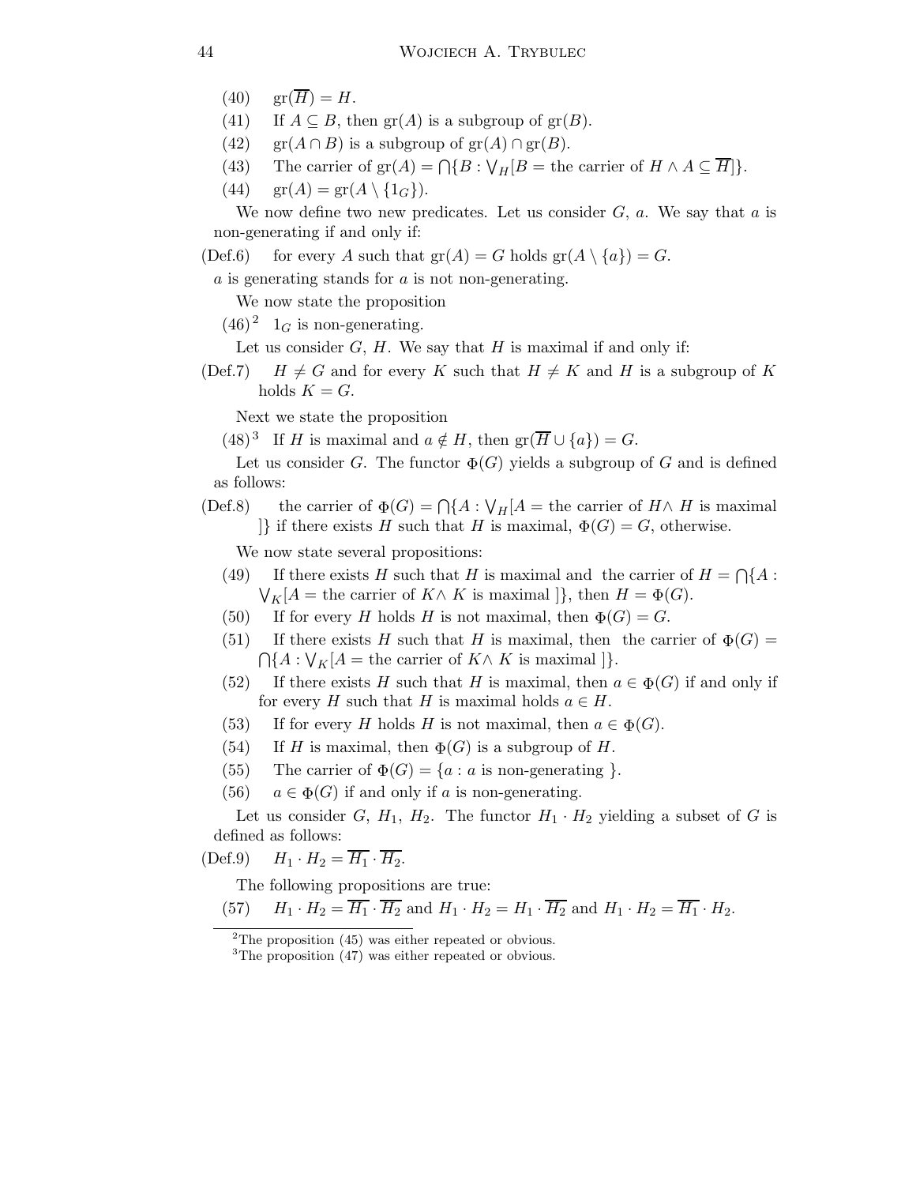(40) $\mathrm{gr}(\overline{H}) = H$.

(41) If $A \subseteq B$, then $\mathrm{gr}(A)$ is a subgroup of $\mathrm{gr}(B)$.

(42) $\mathrm{gr}(A \cap B)$ is a subgroup of $\mathrm{gr}(A) \cap \mathrm{gr}(B)$.

(43) The carrier of $\mathrm{gr}(A) = \bigcap\{B : \bigvee_H [B =$ the carrier of $H \wedge A \subseteq \overline{H}]\}$.

(44) $\mathrm{gr}(A) = \mathrm{gr}(A \setminus \{1_G\})$.

We now define two new predicates. Let us consider $G$, $a$. We say that $a$ is non-generating if and only if:

(Def.6) for every $A$ such that $\mathrm{gr}(A) = G$ holds $\mathrm{gr}(A \setminus \{a\}) = G$.

$a$ is generating stands for $a$ is not non-generating.

We now state the proposition

(46)[2] $1_G$ is non-generating.

Let us consider $G$, $H$. We say that $H$ is maximal if and only if:

(Def.7) $H \neq G$ and for every $K$ such that $H \neq K$ and $H$ is a subgroup of $K$ holds $K = G$.

Next we state the proposition

(48)[3] If $H$ is maximal and $a \notin H$, then $\mathrm{gr}(\overline{H} \cup \{a\}) = G$.

Let us consider $G$. The functor $\Phi(G)$ yields a subgroup of $G$ and is defined as follows:

(Def.8) the carrier of $\Phi(G) = \bigcap\{A : \bigvee_H [A =$ the carrier of $H \wedge$ $H$ is maximal $]\}$ if there exists $H$ such that $H$ is maximal, $\Phi(G) = G$, otherwise.

We now state several propositions:

(49) If there exists $H$ such that $H$ is maximal and the carrier of $H = \bigcap\{A : \bigvee_K [A =$ the carrier of $K \wedge$ $K$ is maximal $]\}$, then $H = \Phi(G)$.

(50) If for every $H$ holds $H$ is not maximal, then $\Phi(G) = G$.

(51) If there exists $H$ such that $H$ is maximal, then the carrier of $\Phi(G) = \bigcap\{A : \bigvee_K [A =$ the carrier of $K \wedge$ $K$ is maximal $]\}$.

(52) If there exists $H$ such that $H$ is maximal, then $a \in \Phi(G)$ if and only if for every $H$ such that $H$ is maximal holds $a \in H$.

(53) If for every $H$ holds $H$ is not maximal, then $a \in \Phi(G)$.

(54) If $H$ is maximal, then $\Phi(G)$ is a subgroup of $H$.

(55) The carrier of $\Phi(G) = \{a : a$ is non-generating $\}$.

(56) $a \in \Phi(G)$ if and only if $a$ is non-generating.

Let us consider $G$, $H_1$, $H_2$. The functor $H_1 \cdot H_2$ yielding a subset of $G$ is defined as follows:

(Def.9) $H_1 \cdot H_2 = \overline{H_1} \cdot \overline{H_2}$.

The following propositions are true:

(57) $H_1 \cdot H_2 = \overline{H_1} \cdot \overline{H_2}$ and $H_1 \cdot H_2 = H_1 \cdot \overline{H_2}$ and $H_1 \cdot H_2 = \overline{H_1} \cdot H_2$.

---

[2] The proposition (45) was either repeated or obvious.

[3] The proposition (47) was either repeated or obvious.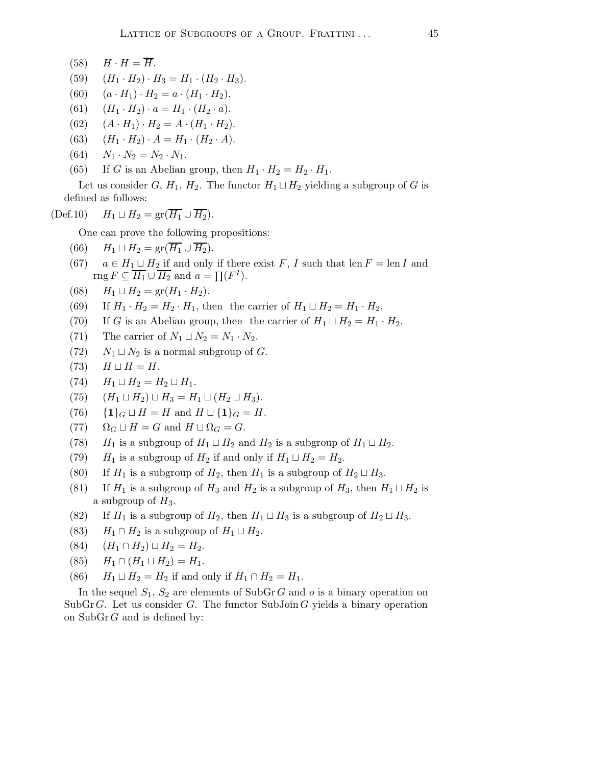(58) $H \cdot H = \overline{H}$.

(59) $(H_1 \cdot H_2) \cdot H_3 = H_1 \cdot (H_2 \cdot H_3)$.

(60) $(a \cdot H_1) \cdot H_2 = a \cdot (H_1 \cdot H_2)$.

(61) $(H_1 \cdot H_2) \cdot a = H_1 \cdot (H_2 \cdot a)$.

(62) $(A \cdot H_1) \cdot H_2 = A \cdot (H_1 \cdot H_2)$.

(63) $(H_1 \cdot H_2) \cdot A = H_1 \cdot (H_2 \cdot A)$.

(64) $N_1 \cdot N_2 = N_2 \cdot N_1$.

(65) If $G$ is an Abelian group, then $H_1 \cdot H_2 = H_2 \cdot H_1$.

Let us consider $G$, $H_1$, $H_2$. The functor $H_1 \sqcup H_2$ yielding a subgroup of $G$ is defined as follows:

(Def.10) $H_1 \sqcup H_2 = \mathrm{gr}(\overline{H_1} \cup \overline{H_2})$.

One can prove the following propositions:

(66) $H_1 \sqcup H_2 = \mathrm{gr}(\overline{H_1} \cup \overline{H_2})$.

(67) $a \in H_1 \sqcup H_2$ if and only if there exist $F$, $I$ such that $\mathrm{len}\, F = \mathrm{len}\, I$ and $\mathrm{rng}\, F \subseteq \overline{H_1} \cup \overline{H_2}$ and $a = \prod(F^I)$.

(68) $H_1 \sqcup H_2 = \mathrm{gr}(H_1 \cdot H_2)$.

(69) If $H_1 \cdot H_2 = H_2 \cdot H_1$, then the carrier of $H_1 \sqcup H_2 = H_1 \cdot H_2$.

(70) If $G$ is an Abelian group, then the carrier of $H_1 \sqcup H_2 = H_1 \cdot H_2$.

(71) The carrier of $N_1 \sqcup N_2 = N_1 \cdot N_2$.

(72) $N_1 \sqcup N_2$ is a normal subgroup of $G$.

(73) $H \sqcup H = H$.

(74) $H_1 \sqcup H_2 = H_2 \sqcup H_1$.

(75) $(H_1 \sqcup H_2) \sqcup H_3 = H_1 \sqcup (H_2 \sqcup H_3)$.

(76) $\{\mathbf{1}\}_G \sqcup H = H$ and $H \sqcup \{\mathbf{1}\}_G = H$.

(77) $\Omega_G \sqcup H = G$ and $H \sqcup \Omega_G = G$.

(78) $H_1$ is a subgroup of $H_1 \sqcup H_2$ and $H_2$ is a subgroup of $H_1 \sqcup H_2$.

(79) $H_1$ is a subgroup of $H_2$ if and only if $H_1 \sqcup H_2 = H_2$.

(80) If $H_1$ is a subgroup of $H_2$, then $H_1$ is a subgroup of $H_2 \sqcup H_3$.

(81) If $H_1$ is a subgroup of $H_3$ and $H_2$ is a subgroup of $H_3$, then $H_1 \sqcup H_2$ is a subgroup of $H_3$.

(82) If $H_1$ is a subgroup of $H_2$, then $H_1 \sqcup H_3$ is a subgroup of $H_2 \sqcup H_3$.

(83) $H_1 \cap H_2$ is a subgroup of $H_1 \sqcup H_2$.

(84) $(H_1 \cap H_2) \sqcup H_2 = H_2$.

(85) $H_1 \cap (H_1 \sqcup H_2) = H_1$.

(86) $H_1 \sqcup H_2 = H_2$ if and only if $H_1 \cap H_2 = H_1$.

In the sequel $S_1$, $S_2$ are elements of $\mathrm{SubGr}\, G$ and $o$ is a binary operation on $\mathrm{SubGr}\, G$. Let us consider $G$. The functor $\mathrm{SubJoin}\, G$ yields a binary operation on $\mathrm{SubGr}\, G$ and is defined by: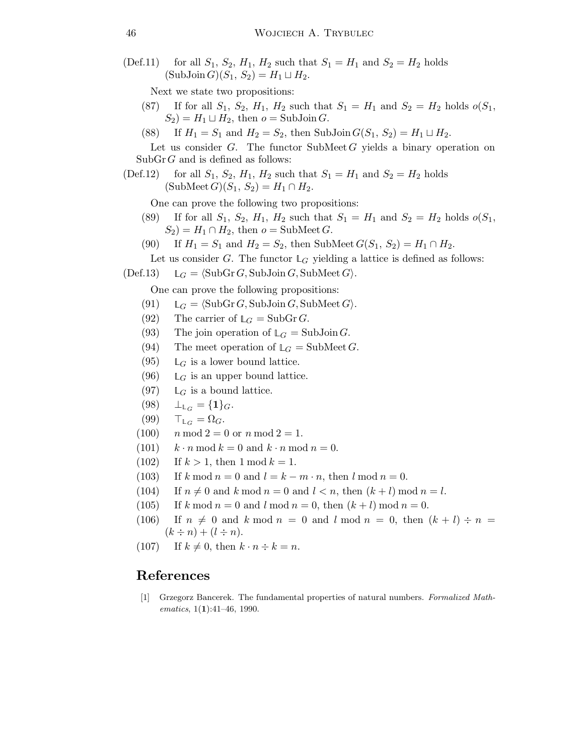(Def.11) for all $S_1$, $S_2$, $H_1$, $H_2$ such that $S_1 = H_1$ and $S_2 = H_2$ holds $(\mathrm{SubJoin}\,G)(S_1, S_2) = H_1 \sqcup H_2$.

Next we state two propositions:

(87) If for all $S_1$, $S_2$, $H_1$, $H_2$ such that $S_1 = H_1$ and $S_2 = H_2$ holds $o(S_1, S_2) = H_1 \sqcup H_2$, then $o = \mathrm{SubJoin}\,G$.

(88) If $H_1 = S_1$ and $H_2 = S_2$, then $\mathrm{SubJoin}\,G(S_1, S_2) = H_1 \sqcup H_2$.

Let us consider $G$. The functor $\mathrm{SubMeet}\,G$ yields a binary operation on $\mathrm{SubGr}\,G$ and is defined as follows:

(Def.12) for all $S_1$, $S_2$, $H_1$, $H_2$ such that $S_1 = H_1$ and $S_2 = H_2$ holds $(\mathrm{SubMeet}\,G)(S_1, S_2) = H_1 \cap H_2$.

One can prove the following two propositions:

(89) If for all $S_1$, $S_2$, $H_1$, $H_2$ such that $S_1 = H_1$ and $S_2 = H_2$ holds $o(S_1, S_2) = H_1 \cap H_2$, then $o = \mathrm{SubMeet}\,G$.

(90) If $H_1 = S_1$ and $H_2 = S_2$, then $\mathrm{SubMeet}\,G(S_1, S_2) = H_1 \cap H_2$.

Let us consider $G$. The functor $\mathbb{L}_G$ yielding a lattice is defined as follows:

(Def.13) $\mathbb{L}_G = \langle \mathrm{SubGr}\,G, \mathrm{SubJoin}\,G, \mathrm{SubMeet}\,G \rangle$.

One can prove the following propositions:

(91) $\mathbb{L}_G = \langle \mathrm{SubGr}\,G, \mathrm{SubJoin}\,G, \mathrm{SubMeet}\,G \rangle$.

(92) The carrier of $\mathbb{L}_G = \mathrm{SubGr}\,G$.

(93) The join operation of $\mathbb{L}_G = \mathrm{SubJoin}\,G$.

(94) The meet operation of $\mathbb{L}_G = \mathrm{SubMeet}\,G$.

(95) $\mathbb{L}_G$ is a lower bound lattice.

(96) $\mathbb{L}_G$ is an upper bound lattice.

(97) $\mathbb{L}_G$ is a bound lattice.

(98) $\perp_{\mathbb{L}_G} = \{\mathbf{1}\}_G$.

(99) $\top_{\mathbb{L}_G} = \Omega_G$.

(100) $n \bmod 2 = 0$ or $n \bmod 2 = 1$.

(101) $k \cdot n \bmod k = 0$ and $k \cdot n \bmod n = 0$.

(102) If $k > 1$, then $1 \bmod k = 1$.

(103) If $k \bmod n = 0$ and $l = k - m \cdot n$, then $l \bmod n = 0$.

(104) If $n \neq 0$ and $k \bmod n = 0$ and $l < n$, then $(k + l) \bmod n = l$.

(105) If $k \bmod n = 0$ and $l \bmod n = 0$, then $(k + l) \bmod n = 0$.

(106) If $n \neq 0$ and $k \bmod n = 0$ and $l \bmod n = 0$, then $(k + l) \div n = (k \div n) + (l \div n)$.

(107) If $k \neq 0$, then $k \cdot n \div k = n$.

## References

[1] Grzegorz Bancerek. The fundamental properties of natural numbers. *Formalized Mathematics*, 1(**1**):41–46, 1990.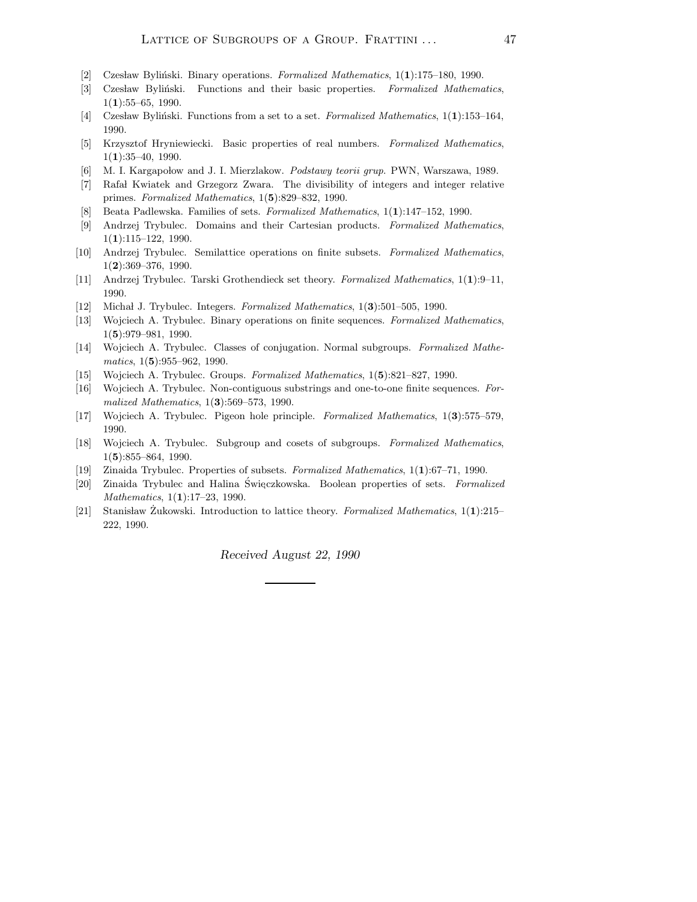[2] Czesław Byliński. Binary operations. *Formalized Mathematics*, 1(**1**):175–180, 1990.

[3] Czesław Byliński. Functions and their basic properties. *Formalized Mathematics*, 1(**1**):55–65, 1990.

[4] Czesław Byliński. Functions from a set to a set. *Formalized Mathematics*, 1(**1**):153–164, 1990.

[5] Krzysztof Hryniewiecki. Basic properties of real numbers. *Formalized Mathematics*, 1(**1**):35–40, 1990.

[6] M. I. Kargapołow and J. I. Mierzlakow. *Podstawy teorii grup*. PWN, Warszawa, 1989.

[7] Rafał Kwiatek and Grzegorz Zwara. The divisibility of integers and integer relative primes. *Formalized Mathematics*, 1(**5**):829–832, 1990.

[8] Beata Padlewska. Families of sets. *Formalized Mathematics*, 1(**1**):147–152, 1990.

[9] Andrzej Trybulec. Domains and their Cartesian products. *Formalized Mathematics*, 1(**1**):115–122, 1990.

[10] Andrzej Trybulec. Semilattice operations on finite subsets. *Formalized Mathematics*, 1(**2**):369–376, 1990.

[11] Andrzej Trybulec. Tarski Grothendieck set theory. *Formalized Mathematics*, 1(**1**):9–11, 1990.

[12] Michał J. Trybulec. Integers. *Formalized Mathematics*, 1(**3**):501–505, 1990.

[13] Wojciech A. Trybulec. Binary operations on finite sequences. *Formalized Mathematics*, 1(**5**):979–981, 1990.

[14] Wojciech A. Trybulec. Classes of conjugation. Normal subgroups. *Formalized Mathematics*, 1(**5**):955–962, 1990.

[15] Wojciech A. Trybulec. Groups. *Formalized Mathematics*, 1(**5**):821–827, 1990.

[16] Wojciech A. Trybulec. Non-contiguous substrings and one-to-one finite sequences. *Formalized Mathematics*, 1(**3**):569–573, 1990.

[17] Wojciech A. Trybulec. Pigeon hole principle. *Formalized Mathematics*, 1(**3**):575–579, 1990.

[18] Wojciech A. Trybulec. Subgroup and cosets of subgroups. *Formalized Mathematics*, 1(**5**):855–864, 1990.

[19] Zinaida Trybulec. Properties of subsets. *Formalized Mathematics*, 1(**1**):67–71, 1990.

[20] Zinaida Trybulec and Halina Święczkowska. Boolean properties of sets. *Formalized Mathematics*, 1(**1**):17–23, 1990.

[21] Stanisław Żukowski. Introduction to lattice theory. *Formalized Mathematics*, 1(**1**):215–222, 1990.

*Received August 22, 1990*